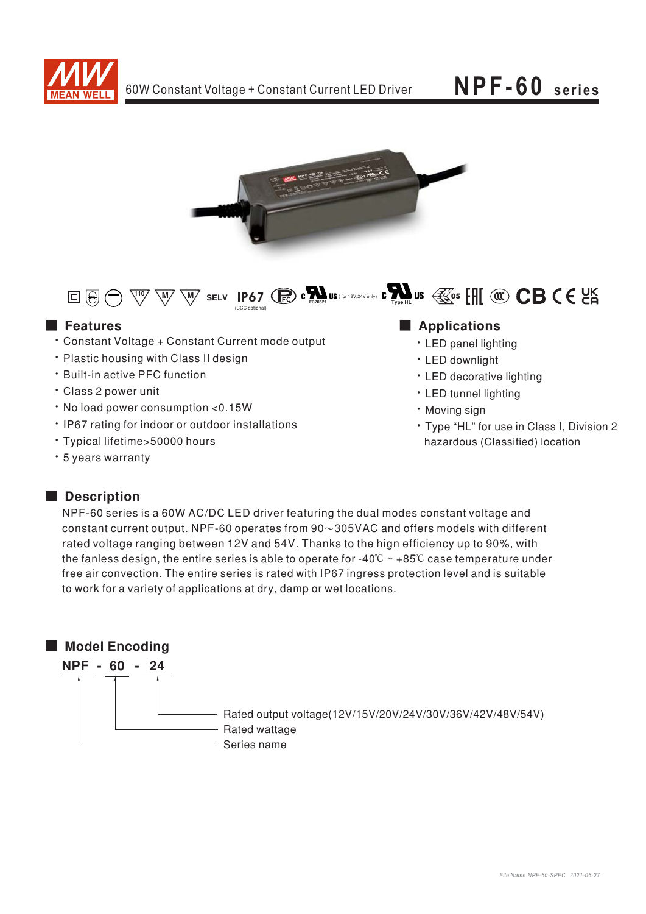# NPF-60 series

60W Constant Voltage + Constant Current LED Driver

SELV IP67 (CCC optional) E320521 (for 12V,24V only) Type HL

## Features

- Constant Voltage + Constant Current mode output
- Plastic housing with Class II design
- Built-in active PFC function
- Class 2 power unit
- No load power consumption <0.15W
- IP67 rating for indoor or outdoor installations
- Typical lifetime>50000 hours
- 5 years warranty

## Applications

- LED panel lighting
- LED downlight
- LED decorative lighting
- LED tunnel lighting
- Moving sign
- Type "HL" for use in Class I, Division 2 hazardous (Classified) location

## Description

NPF-60 series is a 60W AC/DC LED driver featuring the dual modes constant voltage and constant current output. NPF-60 operates from 90～305VAC and offers models with different rated voltage ranging between 12V and 54V. Thanks to the hign efficiency up to 90%, with the fanless design, the entire series is able to operate for -40℃ ~ +85℃ case temperature under free air convection. The entire series is rated with IP67 ingress protection level and is suitable to work for a variety of applications at dry, damp or wet locations.

## Model Encoding

**NPF - 60 - 24**

- 24: Rated output voltage(12V/15V/20V/24V/30V/36V/42V/48V/54V)
- 60: Rated wattage
- NPF: Series name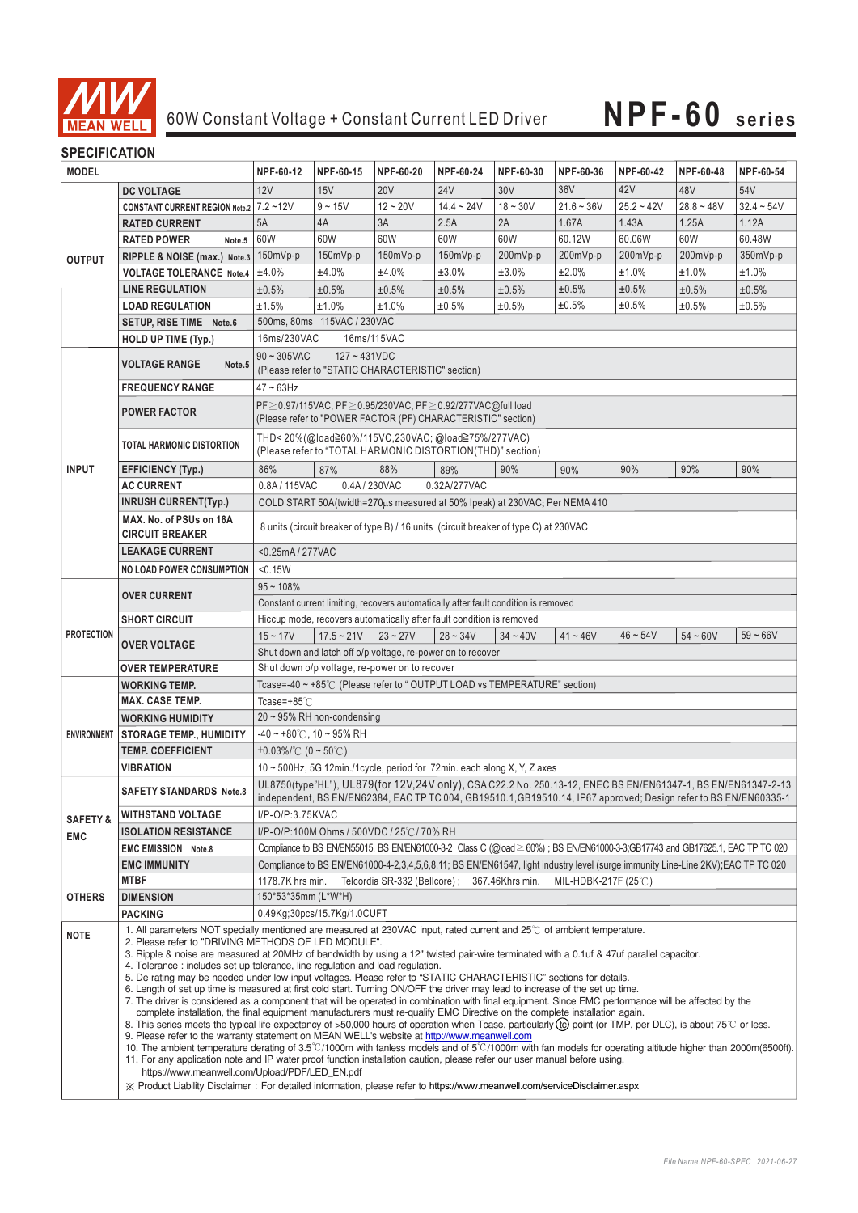60W Constant Voltage + Constant Current LED Driver

# NPF-60 series

## SPECIFICATION

| MODEL | | NPF-60-12 | NPF-60-15 | NPF-60-20 | NPF-60-24 | NPF-60-30 | NPF-60-36 | NPF-60-42 | NPF-60-48 | NPF-60-54 |
|---|---|---|---|---|---|---|---|---|---|---|
| OUTPUT | DC VOLTAGE | 12V | 15V | 20V | 24V | 30V | 36V | 42V | 48V | 54V |
| | CONSTANT CURRENT REGION Note.2 | 7.2 ~12V | 9 ~ 15V | 12 ~ 20V | 14.4 ~ 24V | 18 ~ 30V | 21.6 ~ 36V | 25.2 ~ 42V | 28.8 ~ 48V | 32.4 ~ 54V |
| | RATED CURRENT | 5A | 4A | 3A | 2.5A | 2A | 1.67A | 1.43A | 1.25A | 1.12A |
| | RATED POWER Note.5 | 60W | 60W | 60W | 60W | 60W | 60.12W | 60.06W | 60W | 60.48W |
| | RIPPLE & NOISE (max.) Note.3 | 150mVp-p | 150mVp-p | 150mVp-p | 150mVp-p | 200mVp-p | 200mVp-p | 200mVp-p | 200mVp-p | 350mVp-p |
| | VOLTAGE TOLERANCE Note.4 | ±4.0% | ±4.0% | ±4.0% | ±3.0% | ±3.0% | ±2.0% | ±1.0% | ±1.0% | ±1.0% |
| | LINE REGULATION | ±0.5% | ±0.5% | ±0.5% | ±0.5% | ±0.5% | ±0.5% | ±0.5% | ±0.5% | ±0.5% |
| | LOAD REGULATION | ±1.5% | ±1.0% | ±1.0% | ±0.5% | ±0.5% | ±0.5% | ±0.5% | ±0.5% | ±0.5% |
| | SETUP, RISE TIME Note.6 | 500ms, 80ms 115VAC / 230VAC | | | | | | | | |
| | HOLD UP TIME (Typ.) | 16ms/230VAC 16ms/115VAC | | | | | | | | |
| INPUT | VOLTAGE RANGE Note.5 | 90 ~ 305VAC 127 ~ 431VDC (Please refer to "STATIC CHARACTERISTIC" section) | | | | | | | | |
| | FREQUENCY RANGE | 47 ~ 63Hz | | | | | | | | |
| | POWER FACTOR | PF≧0.97/115VAC, PF≧0.95/230VAC, PF≧0.92/277VAC@full load (Please refer to "POWER FACTOR (PF) CHARACTERISTIC" section) | | | | | | | | |
| | TOTAL HARMONIC DISTORTION | THD< 20%(@load≧60%/115VC,230VAC; @load≧75%/277VAC) (Please refer to "TOTAL HARMONIC DISTORTION(THD)" section) | | | | | | | | |
| | EFFICIENCY (Typ.) | 86% | 87% | 88% | 89% | 90% | 90% | 90% | 90% | 90% |
| | AC CURRENT | 0.8A / 115VAC 0.4A / 230VAC 0.32A/277VAC | | | | | | | | |
| | INRUSH CURRENT(Typ.) | COLD START 50A(twidth=270μs measured at 50% Ipeak) at 230VAC; Per NEMA 410 | | | | | | | | |
| | MAX. No. of PSUs on 16A CIRCUIT BREAKER | 8 units (circuit breaker of type B) / 16 units (circuit breaker of type C) at 230VAC | | | | | | | | |
| | LEAKAGE CURRENT | <0.25mA / 277VAC | | | | | | | | |
| | NO LOAD POWER CONSUMPTION | <0.15W | | | | | | | | |
| PROTECTION | OVER CURRENT | 95 ~ 108% Constant current limiting, recovers automatically after fault condition is removed | | | | | | | | |
| | SHORT CIRCUIT | Hiccup mode, recovers automatically after fault condition is removed | | | | | | | | |
| | OVER VOLTAGE | 15 ~ 17V | 17.5 ~ 21V | 23 ~ 27V | 28 ~ 34V | 34 ~ 40V | 41 ~ 46V | 46 ~ 54V | 54 ~ 60V | 59 ~ 66V |
| | | Shut down and latch off o/p voltage, re-power on to recover | | | | | | | | |
| | OVER TEMPERATURE | Shut down o/p voltage, re-power on to recover | | | | | | | | |
| ENVIRONMENT | WORKING TEMP. | Tcase=-40 ~ +85℃ (Please refer to " OUTPUT LOAD vs TEMPERATURE" section) | | | | | | | | |
| | MAX. CASE TEMP. | Tcase=+85℃ | | | | | | | | |
| | WORKING HUMIDITY | 20 ~ 95% RH non-condensing | | | | | | | | |
| | STORAGE TEMP., HUMIDITY | -40 ~ +80℃, 10 ~ 95% RH | | | | | | | | |
| | TEMP. COEFFICIENT | ±0.03%/℃ (0 ~ 50℃) | | | | | | | | |
| | VIBRATION | 10 ~ 500Hz, 5G 12min./1cycle, period for 72min. each along X, Y, Z axes | | | | | | | | |
| SAFETY & EMC | SAFETY STANDARDS Note.8 | UL8750(type"HL"), UL879(for 12V,24V only), CSA C22.2 No. 250.13-12, ENEC BS EN/EN61347-1, BS EN/EN61347-2-13 independent, BS EN/EN62384, EAC TP TC 004, GB19510.1,GB19510.14, IP67 approved; Design refer to BS EN/EN60335-1 | | | | | | | | |
| | WITHSTAND VOLTAGE | I/P-O/P:3.75KVAC | | | | | | | | |
| | ISOLATION RESISTANCE | I/P-O/P:100M Ohms / 500VDC / 25℃/ 70% RH | | | | | | | | |
| | EMC EMISSION Note.8 | Compliance to BS EN/EN55015, BS EN/EN61000-3-2 Class C (@load≧60%) ; BS EN/EN61000-3-3;GB17743 and GB17625.1, EAC TP TC 020 | | | | | | | | |
| | EMC IMMUNITY | Compliance to BS EN/EN61000-4-2,3,4,5,6,8,11; BS EN/EN61547, light industry level (surge immunity Line-Line 2KV);EAC TP TC 020 | | | | | | | | |
| OTHERS | MTBF | 1178.7K hrs min. Telcordia SR-332 (Bellcore) ; 367.46Khrs min. MIL-HDBK-217F (25℃) | | | | | | | | |
| | DIMENSION | 150*53*35mm (L*W*H) | | | | | | | | |
| | PACKING | 0.49Kg;30pcs/15.7Kg/1.0CUFT | | | | | | | | |

**NOTE**

1. All parameters NOT specially mentioned are measured at 230VAC input, rated current and 25℃ of ambient temperature.
2. Please refer to "DRIVING METHODS OF LED MODULE".
3. Ripple & noise are measured at 20MHz of bandwidth by using a 12" twisted pair-wire terminated with a 0.1uf & 47uf parallel capacitor.
4. Tolerance : includes set up tolerance, line regulation and load regulation.
5. De-rating may be needed under low input voltages. Please refer to "STATIC CHARACTERISTIC" sections for details.
6. Length of set up time is measured at first cold start. Turning ON/OFF the driver may lead to increase of the set up time.
7. The driver is considered as a component that will be operated in combination with final equipment. Since EMC performance will be affected by the complete installation, the final equipment manufacturers must re-qualify EMC Directive on the complete installation again.
8. This series meets the typical life expectancy of >50,000 hours of operation when Tcase, particularly (tc) point (or TMP, per DLC), is about 75℃ or less.
9. Please refer to the warranty statement on MEAN WELL's website at http://www.meanwell.com
10. The ambient temperature derating of 3.5℃/1000m with fanless models and of 5℃/1000m with fan models for operating altitude higher than 2000m(6500ft).
11. For any application note and IP water proof function installation caution, please refer our user manual before using. https://www.meanwell.com/Upload/PDF/LED_EN.pdf

※ Product Liability Disclaimer：For detailed information, please refer to https://www.meanwell.com/serviceDisclaimer.aspx

File Name:NPF-60-SPEC 2021-06-27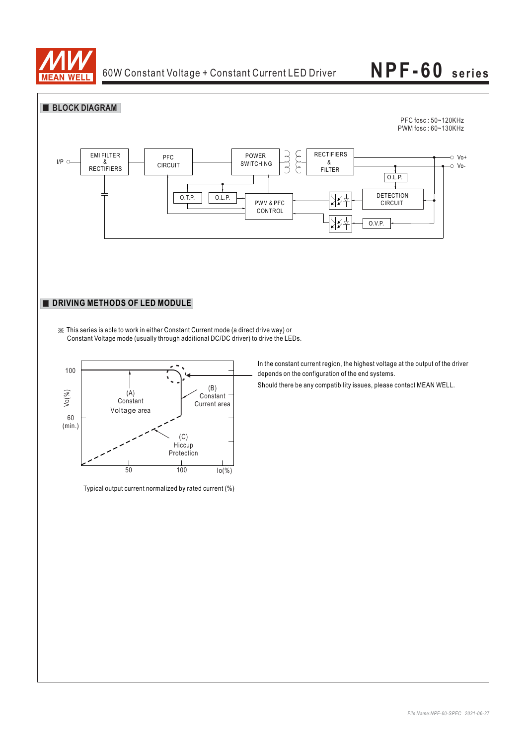## BLOCK DIAGRAM

PFC fosc : 50~120KHz
PWM fosc : 60~130KHz

I/P | EMI FILTER & RECTIFIERS | PFC CIRCUIT | POWER SWITCHING | RECTIFIERS & FILTER | Vo+ | Vo- | O.L.P. | O.T.P. | O.L.P. | PWM & PFC CONTROL | DETECTION CIRCUIT | O.V.P.

## DRIVING METHODS OF LED MODULE

※ This series is able to work in either Constant Current mode (a direct drive way) or Constant Voltage mode (usually through additional DC/DC driver) to drive the LEDs.

Vo(%): 100, 60 (min.)
Io(%): 50, 100

(A) Constant Voltage area

(B) Constant Current area

(C) Hiccup Protection

Typical output current normalized by rated current (%)

In the constant current region, the highest voltage at the output of the driver depends on the configuration of the end systems.

Should there be any compatibility issues, please contact MEAN WELL.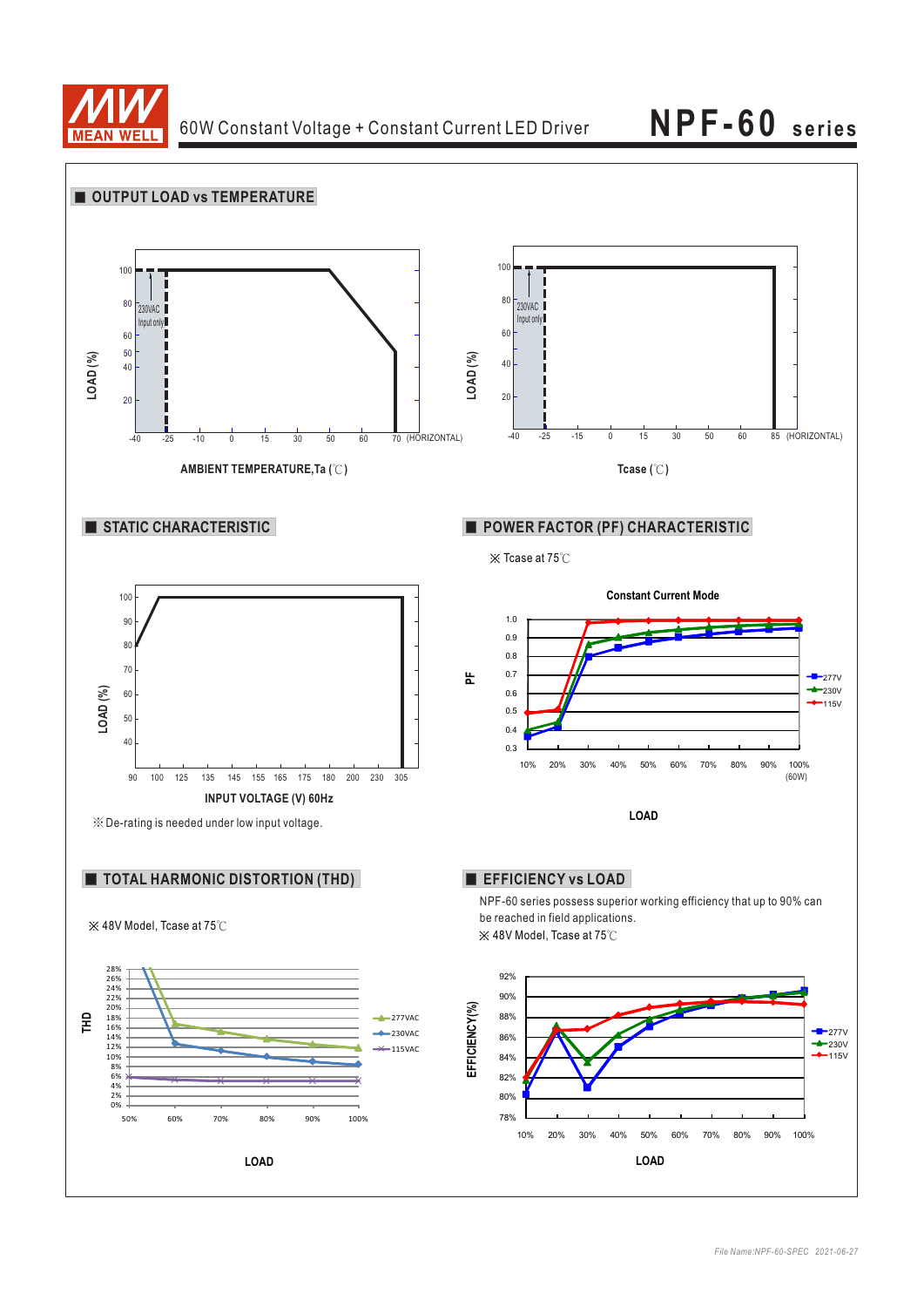## OUTPUT LOAD vs TEMPERATURE

LOAD (%)

100, 80, 60, 50, 40, 20

230VAC Input only

-40 -25 -10 0 15 30 50 60 70 (HORIZONTAL)

AMBIENT TEMPERATURE,Ta (℃)

LOAD (%)

100, 80, 60, 40, 20

230VAC Input only

-40 -25 -15 0 15 30 50 60 85 (HORIZONTAL)

Tcase (℃)

## STATIC CHARACTERISTIC

LOAD (%)

100, 90, 80, 70, 60, 50, 40

90 100 125 135 145 155 165 175 180 200 230 305

INPUT VOLTAGE (V) 60Hz

※De-rating is needed under low input voltage.

## POWER FACTOR (PF) CHARACTERISTIC

※ Tcase at 75℃

Constant Current Mode

PF

1.0, 0.9, 0.8, 0.7, 0.6, 0.5, 0.4, 0.3

10% 20% 30% 40% 50% 60% 70% 80% 90% 100% (60W)

277V, 230V, 115V

LOAD

## TOTAL HARMONIC DISTORTION (THD)

※ 48V Model, Tcase at 75℃

THD

28%, 26%, 24%, 22%, 20%, 18%, 16%, 14%, 12%, 10%, 8%, 6%, 4%, 2%, 0%

50% 60% 70% 80% 90% 100%

277VAC, 230VAC, 115VAC

LOAD

## EFFICIENCY vs LOAD

NPF-60 series possess superior working efficiency that up to 90% can be reached in field applications.

※ 48V Model, Tcase at 75℃

EFFICIENCY(%)

92%, 90%, 88%, 86%, 84%, 82%, 80%, 78%

10% 20% 30% 40% 50% 60% 70% 80% 90% 100%

277V, 230V, 115V

LOAD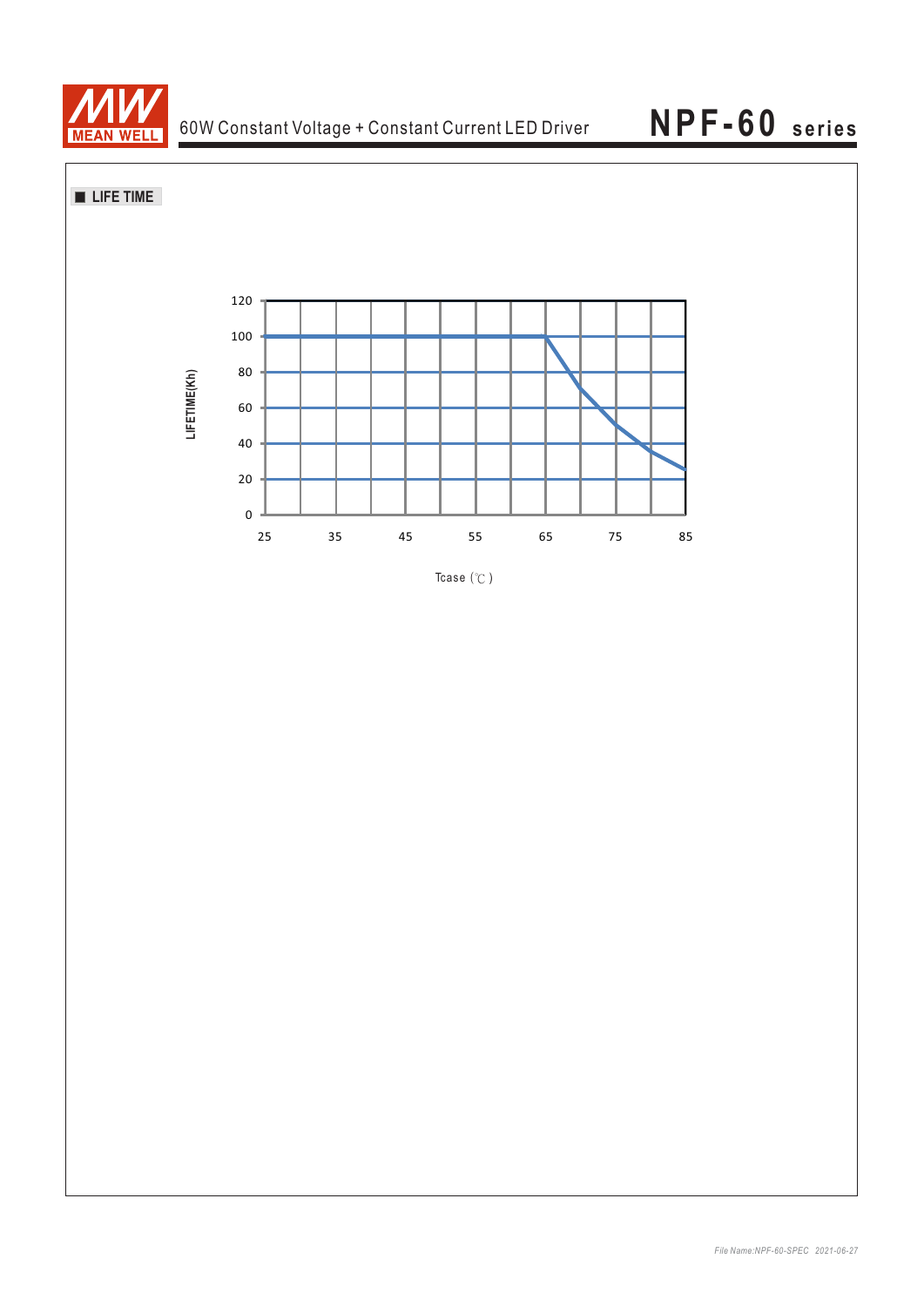## ■ LIFE TIME

LIFETIME(Kh)

120
100
80
60
40
20
0

25 35 45 55 65 75 85

Tcase (℃)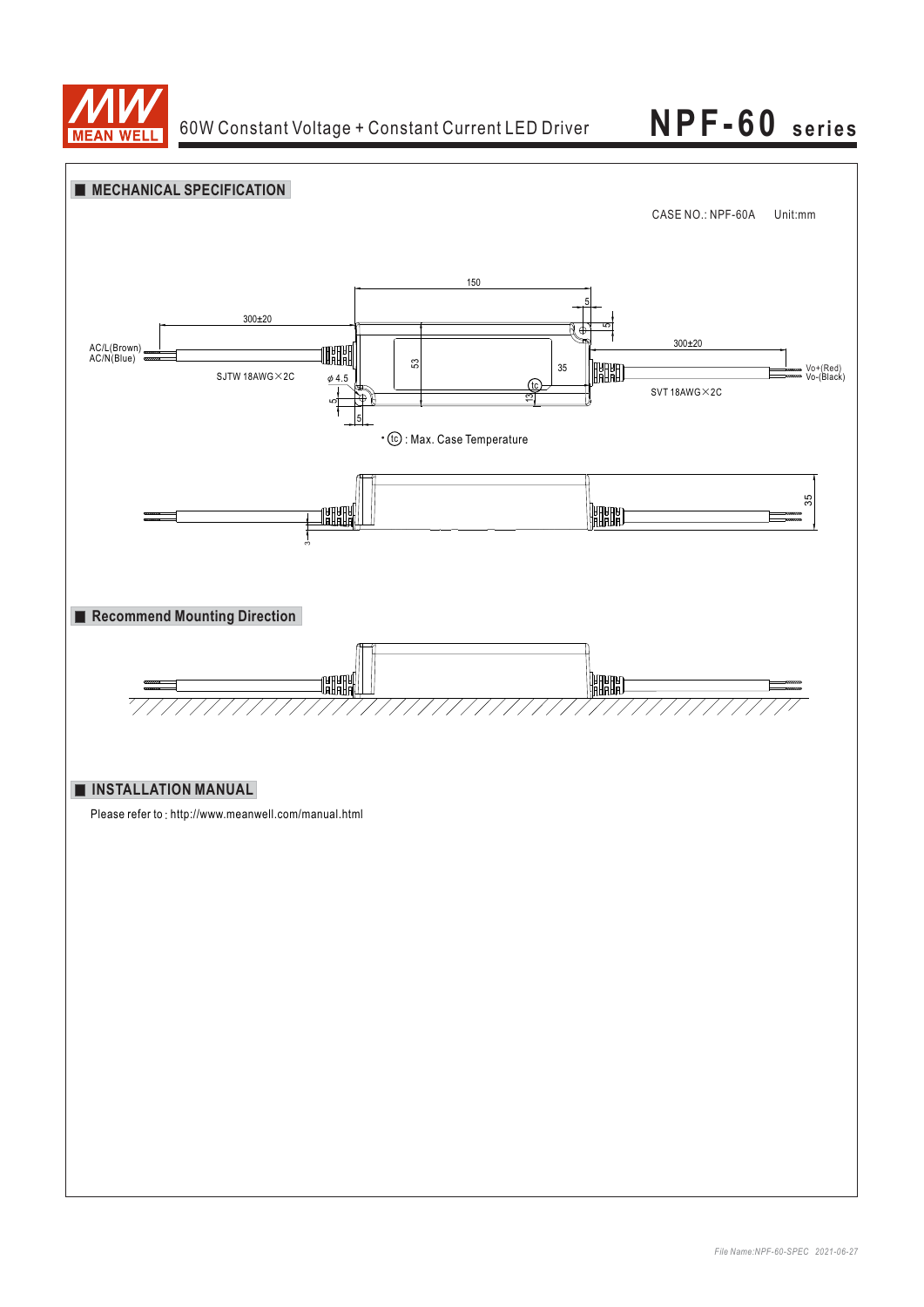MEAN WELL

60W Constant Voltage + Constant Current LED Driver **NPF-60 series**

## ■ MECHANICAL SPECIFICATION

CASE NO.: NPF-60A Unit:mm

150

300±20

AC/L(Brown)
AC/N(Blue)

SJTW 18AWG×2C

φ 4.5

5

5

53

35

13

tc

5

5

300±20

Vo+(Red)
Vo-(Black)

SVT 18AWG×2C

* (tc) : Max. Case Temperature

35

3

## ■ Recommend Mounting Direction

## ■ INSTALLATION MANUAL

Please refer to : http://www.meanwell.com/manual.html

*File Name:NPF-60-SPEC 2021-06-27*